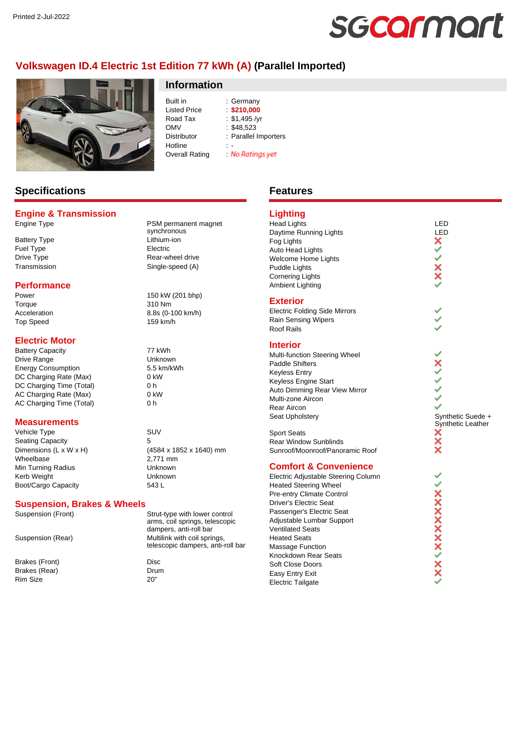Printed 2-Jul-2022

# Volkswagen ID.4 Electric 1st Edition 77 kWh (A) (Parallel Imported)

## Information

| | |
|---|---|
| Built in | : Germany |
| Listed Price | : **$210,000** |
| Road Tax | : $1,495 /yr |
| OMV | : $48,523 |
| Distributor | : Parallel Importers |
| Hotline | : - |
| Overall Rating | : *No Ratings yet* |

## Specifications

### Engine & Transmission

| | |
|---|---|
| Engine Type | PSM permanent magnet synchronous |
| Battery Type | Lithium-ion |
| Fuel Type | Electric |
| Drive Type | Rear-wheel drive |
| Transmission | Single-speed (A) |

### Performance

| | |
|---|---|
| Power | 150 kW (201 bhp) |
| Torque | 310 Nm |
| Acceleration | 8.8s (0-100 km/h) |
| Top Speed | 159 km/h |

### Electric Motor

| | |
|---|---|
| Battery Capacity | 77 kWh |
| Drive Range | Unknown |
| Energy Consumption | 5.5 km/kWh |
| DC Charging Rate (Max) | 0 kW |
| DC Charging Time (Total) | 0 h |
| AC Charging Rate (Max) | 0 kW |
| AC Charging Time (Total) | 0 h |

### Measurements

| | |
|---|---|
| Vehicle Type | SUV |
| Seating Capacity | 5 |
| Dimensions (L x W x H) | (4584 x 1852 x 1640) mm |
| Wheelbase | 2,771 mm |
| Min Turning Radius | Unknown |
| Kerb Weight | Unknown |
| Boot/Cargo Capacity | 543 L |

### Suspension, Brakes & Wheels

| | |
|---|---|
| Suspension (Front) | Strut-type with lower control arms, coil springs, telescopic dampers, anti-roll bar |
| Suspension (Rear) | Multilink with coil springs, telescopic dampers, anti-roll bar |
| Brakes (Front) | Disc |
| Brakes (Rear) | Drum |
| Rim Size | 20" |

## Features

### Lighting

| | |
|---|---|
| Head Lights | LED |
| Daytime Running Lights | LED |
| Fog Lights | ✗ |
| Auto Head Lights | ✓ |
| Welcome Home Lights | ✓ |
| Puddle Lights | ✗ |
| Cornering Lights | ✗ |
| Ambient Lighting | ✓ |

### Exterior

| | |
|---|---|
| Electric Folding Side Mirrors | ✓ |
| Rain Sensing Wipers | ✓ |
| Roof Rails | ✓ |

### Interior

| | |
|---|---|
| Multi-function Steering Wheel | ✓ |
| Paddle Shifters | ✗ |
| Keyless Entry | ✓ |
| Keyless Engine Start | ✓ |
| Auto Dimming Rear View Mirror | ✓ |
| Multi-zone Aircon | ✓ |
| Rear Aircon | ✓ |
| Seat Upholstery | Synthetic Suede + Synthetic Leather |
| Sport Seats | ✗ |
| Rear Window Sunblinds | ✗ |
| Sunroof/Moonroof/Panoramic Roof | ✗ |

### Comfort & Convenience

| | |
|---|---|
| Electric Adjustable Steering Column | ✓ |
| Heated Steering Wheel | ✓ |
| Pre-entry Climate Control | ✗ |
| Driver's Electric Seat | ✗ |
| Passenger's Electric Seat | ✗ |
| Adjustable Lumbar Support | ✗ |
| Ventilated Seats | ✗ |
| Heated Seats | ✗ |
| Massage Function | ✗ |
| Knockdown Rear Seats | ✓ |
| Soft Close Doors | ✗ |
| Easy Entry Exit | ✗ |
| Electric Tailgate | ✓ |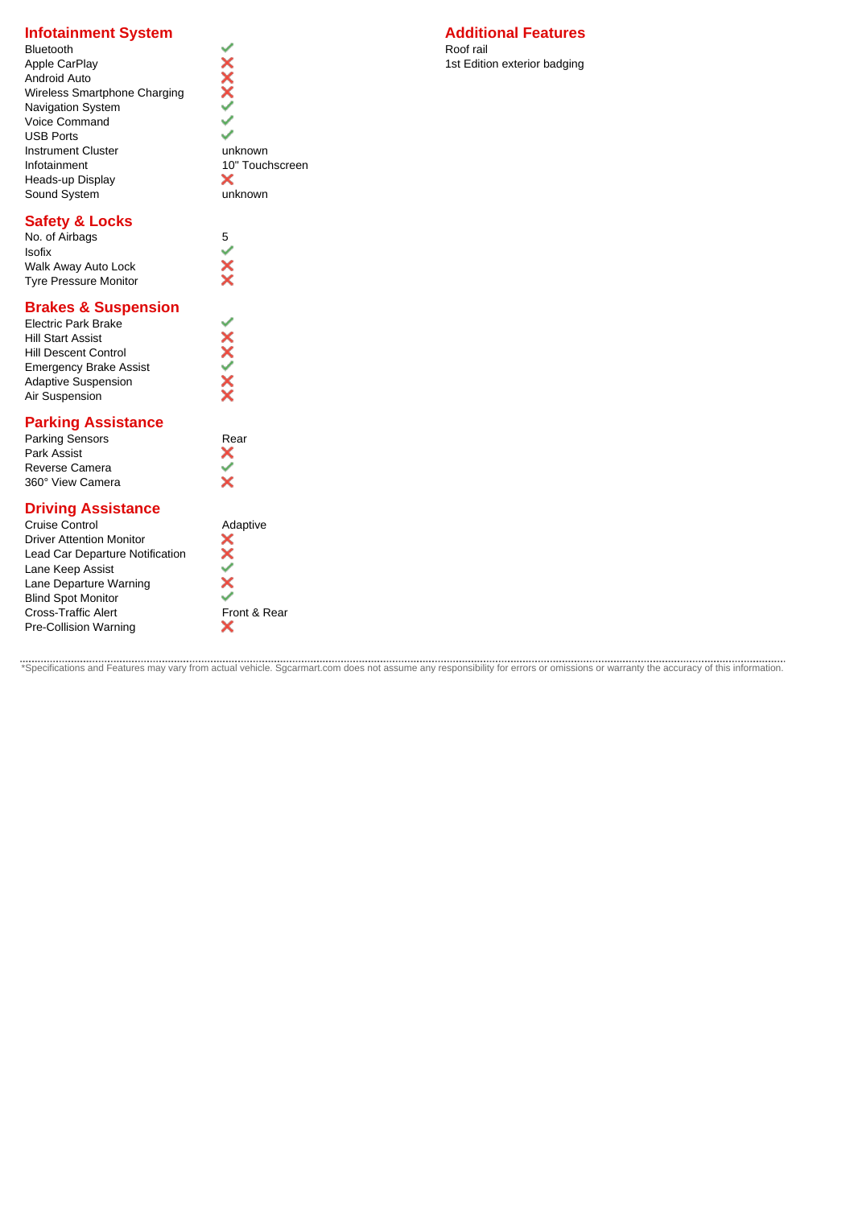## Infotainment System

| | |
|---|---|
| Bluetooth | ✓ |
| Apple CarPlay | ✗ |
| Android Auto | ✗ |
| Wireless Smartphone Charging | ✗ |
| Navigation System | ✓ |
| Voice Command | ✓ |
| USB Ports | ✓ |
| Instrument Cluster | unknown |
| Infotainment | 10" Touchscreen |
| Heads-up Display | ✗ |
| Sound System | unknown |

## Safety & Locks

| | |
|---|---|
| No. of Airbags | 5 |
| Isofix | ✓ |
| Walk Away Auto Lock | ✗ |
| Tyre Pressure Monitor | ✗ |

## Brakes & Suspension

| | |
|---|---|
| Electric Park Brake | ✓ |
| Hill Start Assist | ✗ |
| Hill Descent Control | ✗ |
| Emergency Brake Assist | ✓ |
| Adaptive Suspension | ✗ |
| Air Suspension | ✗ |

## Parking Assistance

| | |
|---|---|
| Parking Sensors | Rear |
| Park Assist | ✗ |
| Reverse Camera | ✓ |
| 360° View Camera | ✗ |

## Driving Assistance

| | |
|---|---|
| Cruise Control | Adaptive |
| Driver Attention Monitor | ✗ |
| Lead Car Departure Notification | ✗ |
| Lane Keep Assist | ✓ |
| Lane Departure Warning | ✗ |
| Blind Spot Monitor | ✓ |
| Cross-Traffic Alert | Front & Rear |
| Pre-Collision Warning | ✗ |

## Additional Features

Roof rail

1st Edition exterior badging

*Specifications and Features may vary from actual vehicle. Sgcarmart.com does not assume any responsibility for errors or omissions or warranty the accuracy of this information.